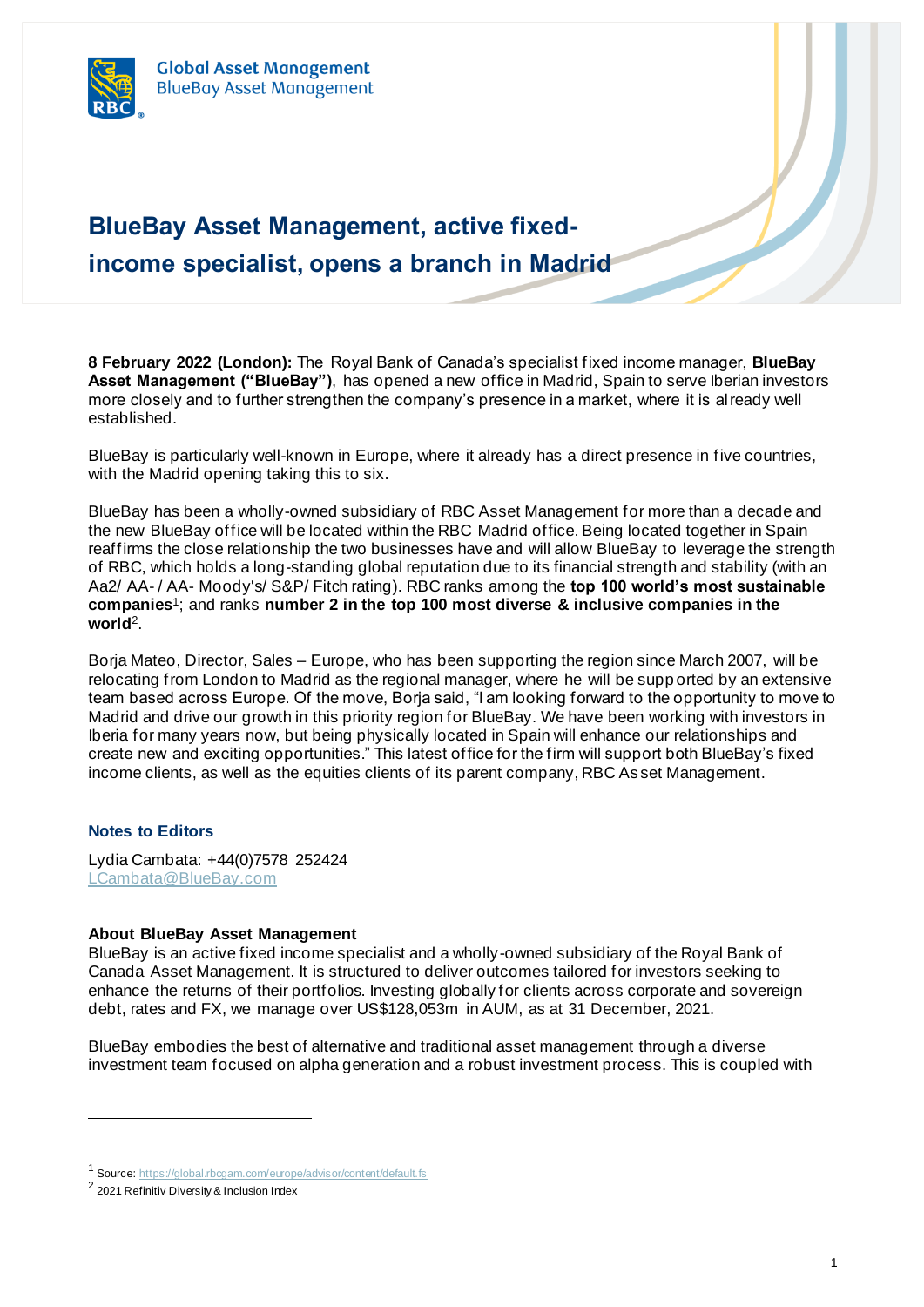Global Asset Management
BlueBay Asset Management

# BlueBay Asset Management, active fixed-income specialist, opens a branch in Madrid

**8 February 2022 (London):** The Royal Bank of Canada's specialist fixed income manager, **BlueBay Asset Management ("BlueBay")**, has opened a new office in Madrid, Spain to serve Iberian investors more closely and to further strengthen the company's presence in a market, where it is already well established.

BlueBay is particularly well-known in Europe, where it already has a direct presence in five countries, with the Madrid opening taking this to six.

BlueBay has been a wholly-owned subsidiary of RBC Asset Management for more than a decade and the new BlueBay office will be located within the RBC Madrid office. Being located together in Spain reaffirms the close relationship the two businesses have and will allow BlueBay to leverage the strength of RBC, which holds a long-standing global reputation due to its financial strength and stability (with an Aa2/ AA- / AA- Moody's/ S&P/ Fitch rating). RBC ranks among the **top 100 world's most sustainable companies**[1]; and ranks **number 2 in the top 100 most diverse & inclusive companies in the world**[2].

Borja Mateo, Director, Sales – Europe, who has been supporting the region since March 2007, will be relocating from London to Madrid as the regional manager, where he will be supported by an extensive team based across Europe. Of the move, Borja said, "I am looking forward to the opportunity to move to Madrid and drive our growth in this priority region for BlueBay. We have been working with investors in Iberia for many years now, but being physically located in Spain will enhance our relationships and create new and exciting opportunities." This latest office for the firm will support both BlueBay's fixed income clients, as well as the equities clients of its parent company, RBC Asset Management.

### Notes to Editors

Lydia Cambata: +44(0)7578 252424
LCambata@BlueBay.com

**About BlueBay Asset Management**
BlueBay is an active fixed income specialist and a wholly-owned subsidiary of the Royal Bank of Canada Asset Management. It is structured to deliver outcomes tailored for investors seeking to enhance the returns of their portfolios. Investing globally for clients across corporate and sovereign debt, rates and FX, we manage over US$128,053m in AUM, as at 31 December, 2021.

BlueBay embodies the best of alternative and traditional asset management through a diverse investment team focused on alpha generation and a robust investment process. This is coupled with

---

[1] Source: https://global.rbcgam.com/europe/advisor/content/default.fs

[2] 2021 Refinitiv Diversity & Inclusion Index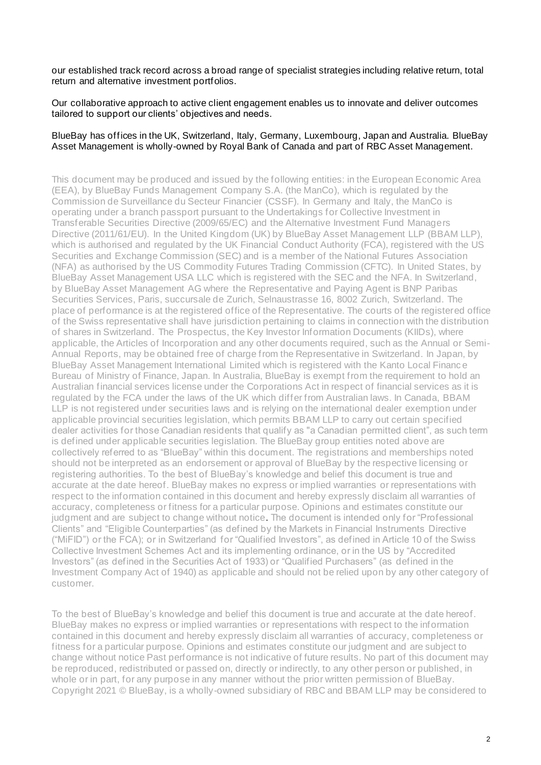our established track record across a broad range of specialist strategies including relative return, total return and alternative investment portfolios.

Our collaborative approach to active client engagement enables us to innovate and deliver outcomes tailored to support our clients' objectives and needs.

BlueBay has offices in the UK, Switzerland, Italy, Germany, Luxembourg, Japan and Australia. BlueBay Asset Management is wholly-owned by Royal Bank of Canada and part of RBC Asset Management.

This document may be produced and issued by the following entities: in the European Economic Area (EEA), by BlueBay Funds Management Company S.A. (the ManCo), which is regulated by the Commission de Surveillance du Secteur Financier (CSSF). In Germany and Italy, the ManCo is operating under a branch passport pursuant to the Undertakings for Collective Investment in Transferable Securities Directive (2009/65/EC) and the Alternative Investment Fund Managers Directive (2011/61/EU). In the United Kingdom (UK) by BlueBay Asset Management LLP (BBAM LLP), which is authorised and regulated by the UK Financial Conduct Authority (FCA), registered with the US Securities and Exchange Commission (SEC) and is a member of the National Futures Association (NFA) as authorised by the US Commodity Futures Trading Commission (CFTC). In United States, by BlueBay Asset Management USA LLC which is registered with the SEC and the NFA. In Switzerland, by BlueBay Asset Management AG where the Representative and Paying Agent is BNP Paribas Securities Services, Paris, succursale de Zurich, Selnaustrasse 16, 8002 Zurich, Switzerland. The place of performance is at the registered office of the Representative. The courts of the registered office of the Swiss representative shall have jurisdiction pertaining to claims in connection with the distribution of shares in Switzerland. The Prospectus, the Key Investor Information Documents (KIIDs), where applicable, the Articles of Incorporation and any other documents required, such as the Annual or Semi-Annual Reports, may be obtained free of charge from the Representative in Switzerland. In Japan, by BlueBay Asset Management International Limited which is registered with the Kanto Local Finance Bureau of Ministry of Finance, Japan. In Australia, BlueBay is exempt from the requirement to hold an Australian financial services license under the Corporations Act in respect of financial services as it is regulated by the FCA under the laws of the UK which differ from Australian laws. In Canada, BBAM LLP is not registered under securities laws and is relying on the international dealer exemption under applicable provincial securities legislation, which permits BBAM LLP to carry out certain specified dealer activities for those Canadian residents that qualify as "a Canadian permitted client", as such term is defined under applicable securities legislation. The BlueBay group entities noted above are collectively referred to as "BlueBay" within this document. The registrations and memberships noted should not be interpreted as an endorsement or approval of BlueBay by the respective licensing or registering authorities. To the best of BlueBay's knowledge and belief this document is true and accurate at the date hereof. BlueBay makes no express or implied warranties or representations with respect to the information contained in this document and hereby expressly disclaim all warranties of accuracy, completeness or fitness for a particular purpose. Opinions and estimates constitute our judgment and are subject to change without notice. The document is intended only for "Professional Clients" and "Eligible Counterparties" (as defined by the Markets in Financial Instruments Directive ("MiFID") or the FCA); or in Switzerland for "Qualified Investors", as defined in Article 10 of the Swiss Collective Investment Schemes Act and its implementing ordinance, or in the US by "Accredited Investors" (as defined in the Securities Act of 1933) or "Qualified Purchasers" (as defined in the Investment Company Act of 1940) as applicable and should not be relied upon by any other category of customer.

To the best of BlueBay's knowledge and belief this document is true and accurate at the date hereof. BlueBay makes no express or implied warranties or representations with respect to the information contained in this document and hereby expressly disclaim all warranties of accuracy, completeness or fitness for a particular purpose. Opinions and estimates constitute our judgment and are subject to change without notice Past performance is not indicative of future results. No part of this document may be reproduced, redistributed or passed on, directly or indirectly, to any other person or published, in whole or in part, for any purpose in any manner without the prior written permission of BlueBay. Copyright 2021 © BlueBay, is a wholly-owned subsidiary of RBC and BBAM LLP may be considered to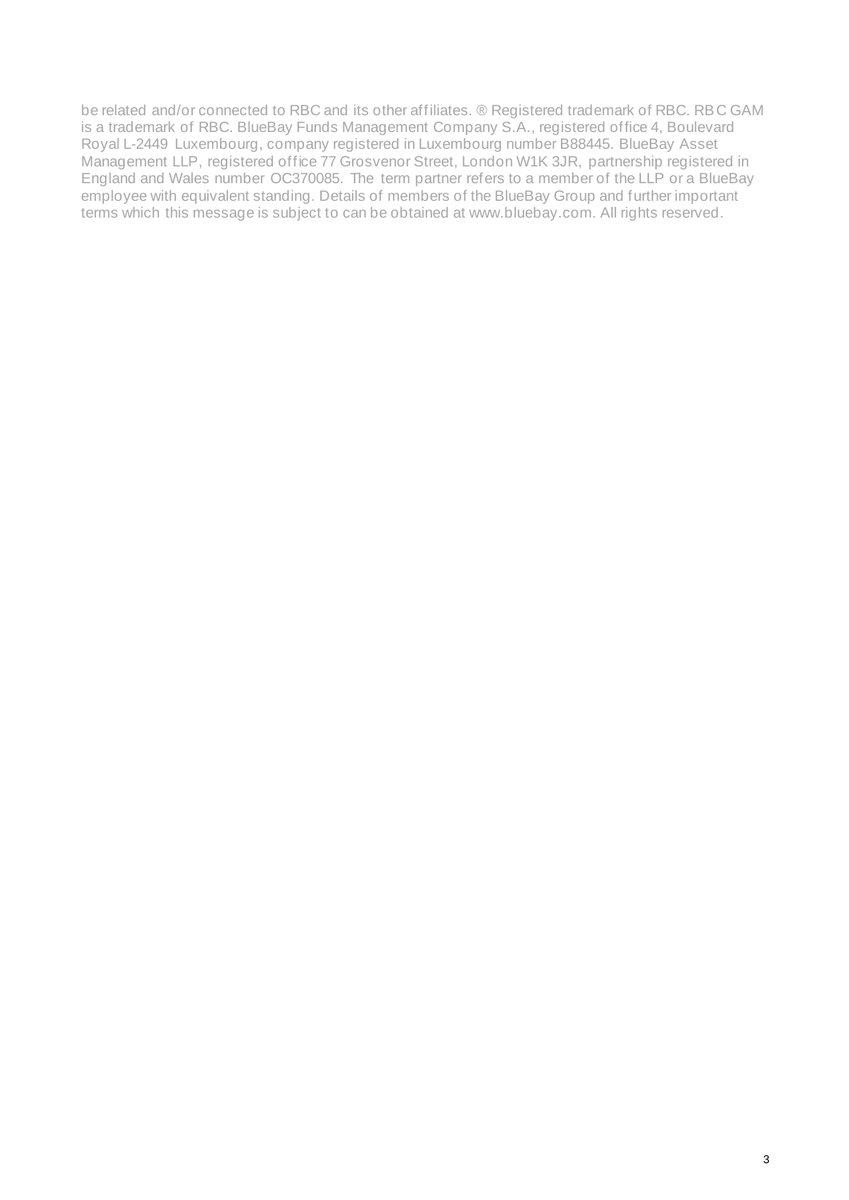be related and/or connected to RBC and its other affiliates. ® Registered trademark of RBC. RBC GAM is a trademark of RBC. BlueBay Funds Management Company S.A., registered office 4, Boulevard Royal L-2449 Luxembourg, company registered in Luxembourg number B88445. BlueBay Asset Management LLP, registered office 77 Grosvenor Street, London W1K 3JR, partnership registered in England and Wales number OC370085. The term partner refers to a member of the LLP or a BlueBay employee with equivalent standing. Details of members of the BlueBay Group and further important terms which this message is subject to can be obtained at www.bluebay.com. All rights reserved.